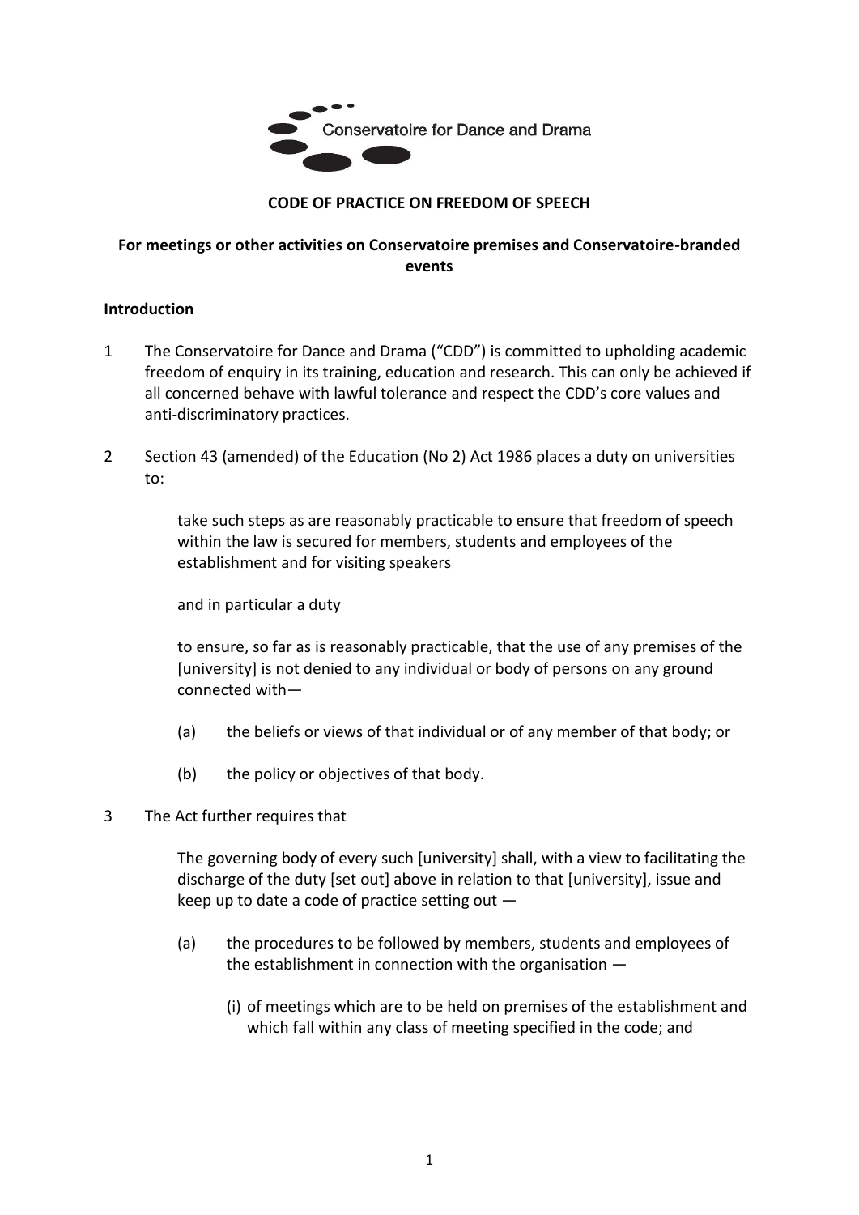Conservatoire for Dance and Drama

**CODE OF PRACTICE ON FREEDOM OF SPEECH**

**For meetings or other activities on Conservatoire premises and Conservatoire-branded events**

**Introduction**

1 The Conservatoire for Dance and Drama ("CDD") is committed to upholding academic freedom of enquiry in its training, education and research. This can only be achieved if all concerned behave with lawful tolerance and respect the CDD's core values and anti-discriminatory practices.

2 Section 43 (amended) of the Education (No 2) Act 1986 places a duty on universities to:

> take such steps as are reasonably practicable to ensure that freedom of speech within the law is secured for members, students and employees of the establishment and for visiting speakers
>
> and in particular a duty
>
> to ensure, so far as is reasonably practicable, that the use of any premises of the [university] is not denied to any individual or body of persons on any ground connected with—
>
> (a) the beliefs or views of that individual or of any member of that body; or
>
> (b) the policy or objectives of that body.

3 The Act further requires that

> The governing body of every such [university] shall, with a view to facilitating the discharge of the duty [set out] above in relation to that [university], issue and keep up to date a code of practice setting out —
>
> (a) the procedures to be followed by members, students and employees of the establishment in connection with the organisation —
>
> (i) of meetings which are to be held on premises of the establishment and which fall within any class of meeting specified in the code; and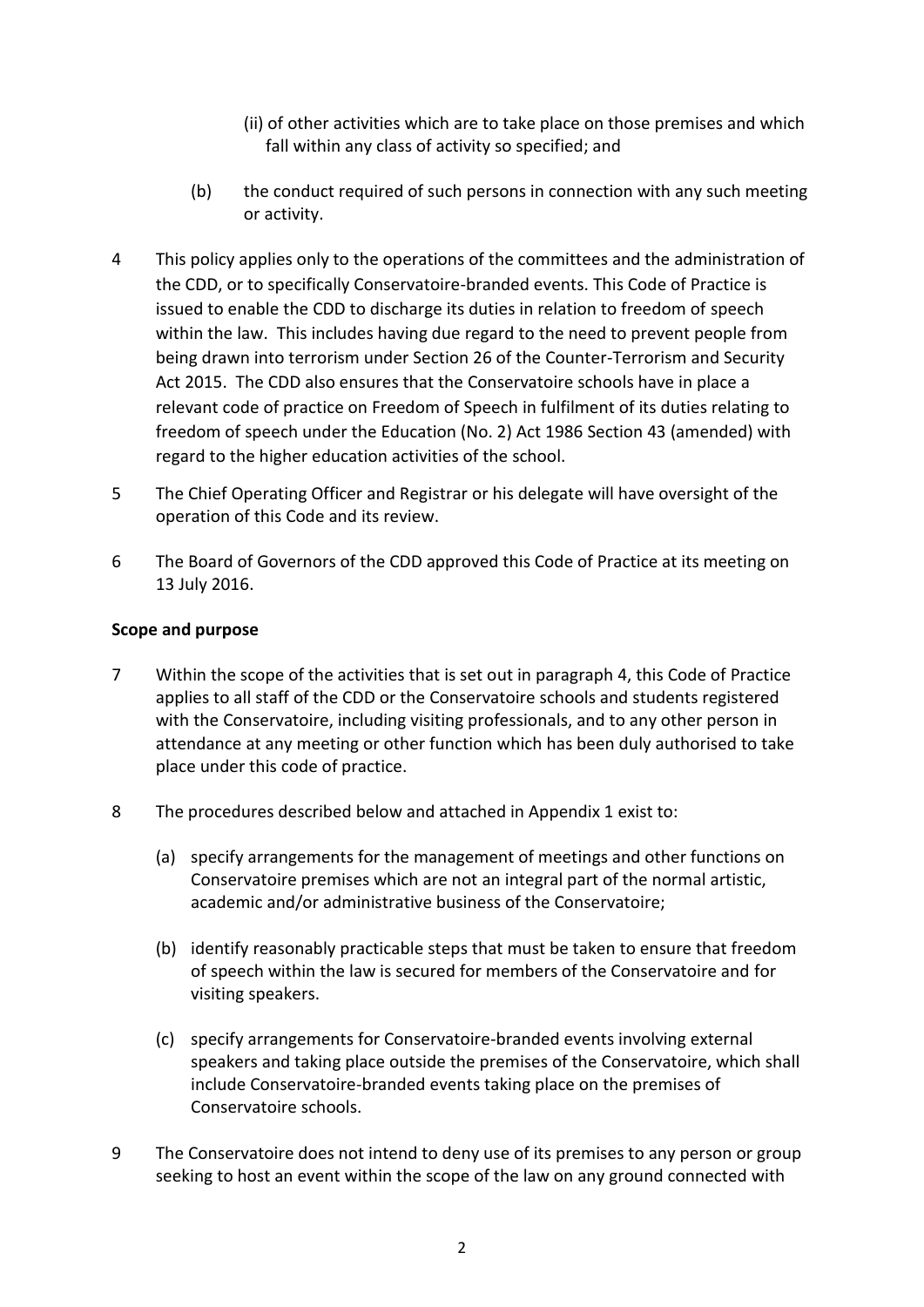(ii) of other activities which are to take place on those premises and which fall within any class of activity so specified; and

(b) the conduct required of such persons in connection with any such meeting or activity.

4 This policy applies only to the operations of the committees and the administration of the CDD, or to specifically Conservatoire-branded events. This Code of Practice is issued to enable the CDD to discharge its duties in relation to freedom of speech within the law. This includes having due regard to the need to prevent people from being drawn into terrorism under Section 26 of the Counter-Terrorism and Security Act 2015. The CDD also ensures that the Conservatoire schools have in place a relevant code of practice on Freedom of Speech in fulfilment of its duties relating to freedom of speech under the Education (No. 2) Act 1986 Section 43 (amended) with regard to the higher education activities of the school.

5 The Chief Operating Officer and Registrar or his delegate will have oversight of the operation of this Code and its review.

6 The Board of Governors of the CDD approved this Code of Practice at its meeting on 13 July 2016.

**Scope and purpose**

7 Within the scope of the activities that is set out in paragraph 4, this Code of Practice applies to all staff of the CDD or the Conservatoire schools and students registered with the Conservatoire, including visiting professionals, and to any other person in attendance at any meeting or other function which has been duly authorised to take place under this code of practice.

8 The procedures described below and attached in Appendix 1 exist to:

(a) specify arrangements for the management of meetings and other functions on Conservatoire premises which are not an integral part of the normal artistic, academic and/or administrative business of the Conservatoire;

(b) identify reasonably practicable steps that must be taken to ensure that freedom of speech within the law is secured for members of the Conservatoire and for visiting speakers.

(c) specify arrangements for Conservatoire-branded events involving external speakers and taking place outside the premises of the Conservatoire, which shall include Conservatoire-branded events taking place on the premises of Conservatoire schools.

9 The Conservatoire does not intend to deny use of its premises to any person or group seeking to host an event within the scope of the law on any ground connected with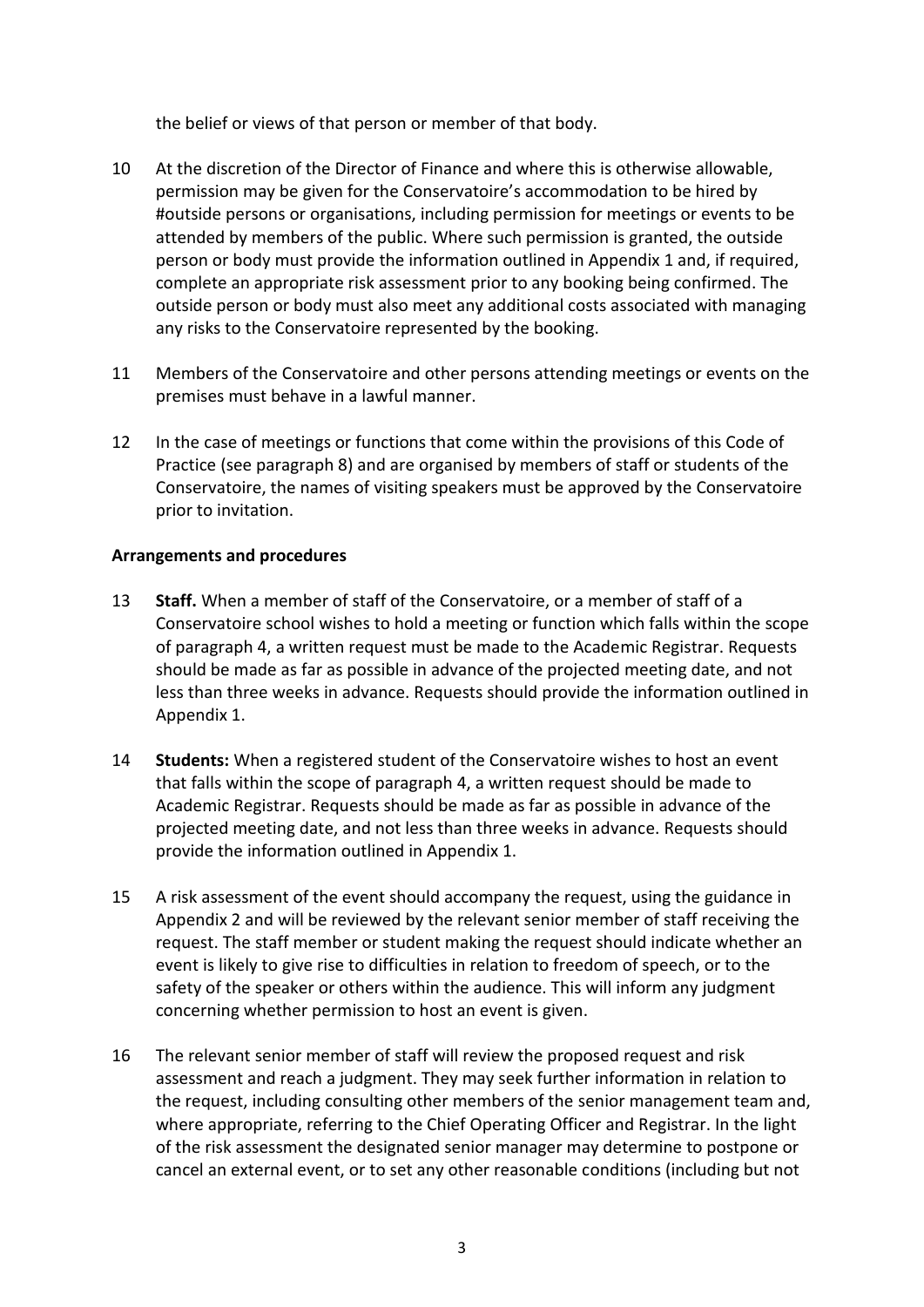the belief or views of that person or member of that body.

10 At the discretion of the Director of Finance and where this is otherwise allowable, permission may be given for the Conservatoire's accommodation to be hired by #outside persons or organisations, including permission for meetings or events to be attended by members of the public. Where such permission is granted, the outside person or body must provide the information outlined in Appendix 1 and, if required, complete an appropriate risk assessment prior to any booking being confirmed. The outside person or body must also meet any additional costs associated with managing any risks to the Conservatoire represented by the booking.

11 Members of the Conservatoire and other persons attending meetings or events on the premises must behave in a lawful manner.

12 In the case of meetings or functions that come within the provisions of this Code of Practice (see paragraph 8) and are organised by members of staff or students of the Conservatoire, the names of visiting speakers must be approved by the Conservatoire prior to invitation.

**Arrangements and procedures**

13 **Staff.** When a member of staff of the Conservatoire, or a member of staff of a Conservatoire school wishes to hold a meeting or function which falls within the scope of paragraph 4, a written request must be made to the Academic Registrar. Requests should be made as far as possible in advance of the projected meeting date, and not less than three weeks in advance. Requests should provide the information outlined in Appendix 1.

14 **Students:** When a registered student of the Conservatoire wishes to host an event that falls within the scope of paragraph 4, a written request should be made to Academic Registrar. Requests should be made as far as possible in advance of the projected meeting date, and not less than three weeks in advance. Requests should provide the information outlined in Appendix 1.

15 A risk assessment of the event should accompany the request, using the guidance in Appendix 2 and will be reviewed by the relevant senior member of staff receiving the request. The staff member or student making the request should indicate whether an event is likely to give rise to difficulties in relation to freedom of speech, or to the safety of the speaker or others within the audience. This will inform any judgment concerning whether permission to host an event is given.

16 The relevant senior member of staff will review the proposed request and risk assessment and reach a judgment. They may seek further information in relation to the request, including consulting other members of the senior management team and, where appropriate, referring to the Chief Operating Officer and Registrar. In the light of the risk assessment the designated senior manager may determine to postpone or cancel an external event, or to set any other reasonable conditions (including but not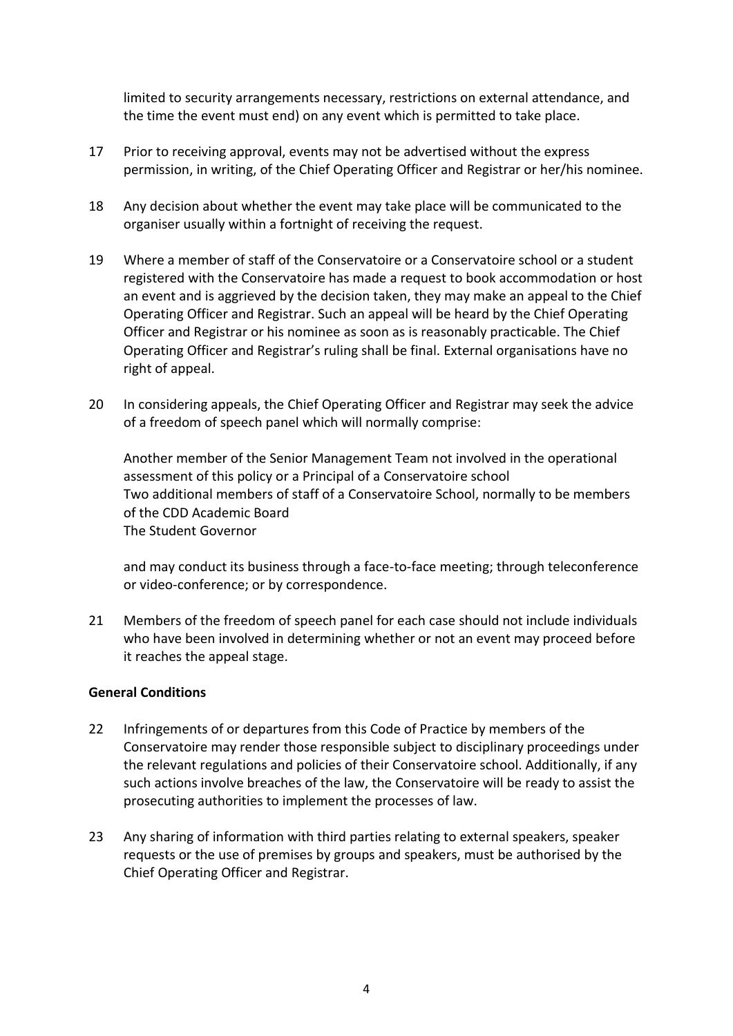limited to security arrangements necessary, restrictions on external attendance, and the time the event must end) on any event which is permitted to take place.

17 Prior to receiving approval, events may not be advertised without the express permission, in writing, of the Chief Operating Officer and Registrar or her/his nominee.

18 Any decision about whether the event may take place will be communicated to the organiser usually within a fortnight of receiving the request.

19 Where a member of staff of the Conservatoire or a Conservatoire school or a student registered with the Conservatoire has made a request to book accommodation or host an event and is aggrieved by the decision taken, they may make an appeal to the Chief Operating Officer and Registrar. Such an appeal will be heard by the Chief Operating Officer and Registrar or his nominee as soon as is reasonably practicable. The Chief Operating Officer and Registrar's ruling shall be final. External organisations have no right of appeal.

20 In considering appeals, the Chief Operating Officer and Registrar may seek the advice of a freedom of speech panel which will normally comprise:

Another member of the Senior Management Team not involved in the operational assessment of this policy or a Principal of a Conservatoire school
Two additional members of staff of a Conservatoire School, normally to be members of the CDD Academic Board
The Student Governor

and may conduct its business through a face-to-face meeting; through teleconference or video-conference; or by correspondence.

21 Members of the freedom of speech panel for each case should not include individuals who have been involved in determining whether or not an event may proceed before it reaches the appeal stage.

**General Conditions**

22 Infringements of or departures from this Code of Practice by members of the Conservatoire may render those responsible subject to disciplinary proceedings under the relevant regulations and policies of their Conservatoire school. Additionally, if any such actions involve breaches of the law, the Conservatoire will be ready to assist the prosecuting authorities to implement the processes of law.

23 Any sharing of information with third parties relating to external speakers, speaker requests or the use of premises by groups and speakers, must be authorised by the Chief Operating Officer and Registrar.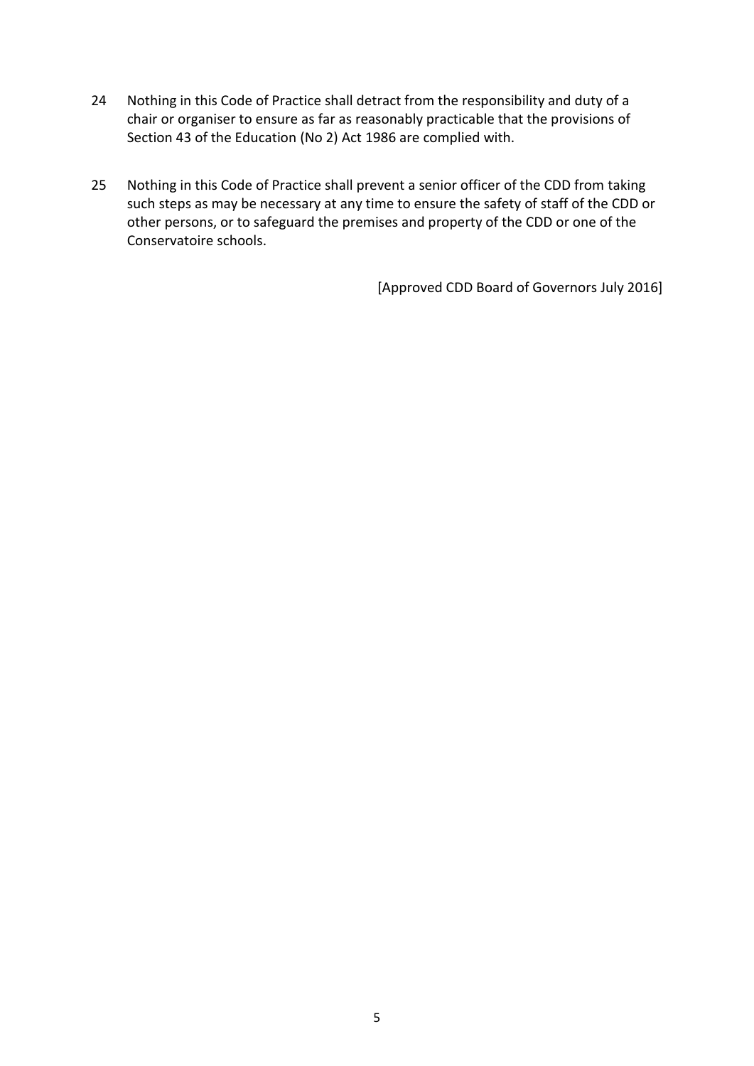24 Nothing in this Code of Practice shall detract from the responsibility and duty of a chair or organiser to ensure as far as reasonably practicable that the provisions of Section 43 of the Education (No 2) Act 1986 are complied with.

25 Nothing in this Code of Practice shall prevent a senior officer of the CDD from taking such steps as may be necessary at any time to ensure the safety of staff of the CDD or other persons, or to safeguard the premises and property of the CDD or one of the Conservatoire schools.

[Approved CDD Board of Governors July 2016]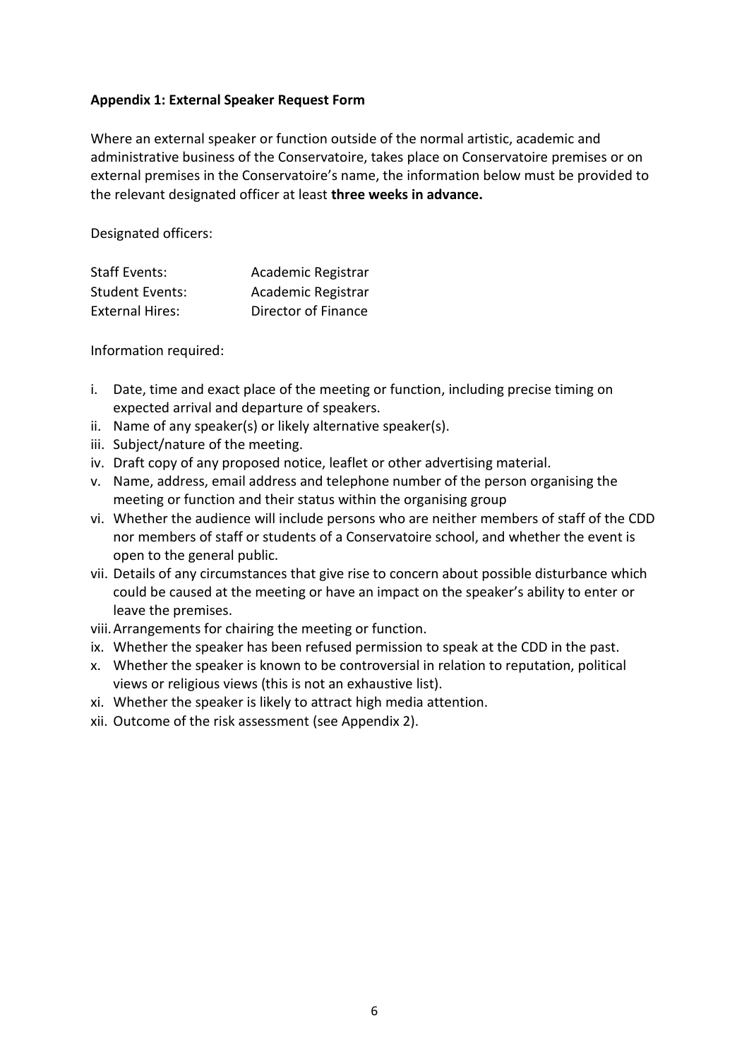**Appendix 1: External Speaker Request Form**

Where an external speaker or function outside of the normal artistic, academic and administrative business of the Conservatoire, takes place on Conservatoire premises or on external premises in the Conservatoire's name, the information below must be provided to the relevant designated officer at least **three weeks in advance.**

Designated officers:

| | |
|---|---|
| Staff Events: | Academic Registrar |
| Student Events: | Academic Registrar |
| External Hires: | Director of Finance |

Information required:

i. Date, time and exact place of the meeting or function, including precise timing on expected arrival and departure of speakers.
ii. Name of any speaker(s) or likely alternative speaker(s).
iii. Subject/nature of the meeting.
iv. Draft copy of any proposed notice, leaflet or other advertising material.
v. Name, address, email address and telephone number of the person organising the meeting or function and their status within the organising group
vi. Whether the audience will include persons who are neither members of staff of the CDD nor members of staff or students of a Conservatoire school, and whether the event is open to the general public.
vii. Details of any circumstances that give rise to concern about possible disturbance which could be caused at the meeting or have an impact on the speaker's ability to enter or leave the premises.
viii. Arrangements for chairing the meeting or function.
ix. Whether the speaker has been refused permission to speak at the CDD in the past.
x. Whether the speaker is known to be controversial in relation to reputation, political views or religious views (this is not an exhaustive list).
xi. Whether the speaker is likely to attract high media attention.
xii. Outcome of the risk assessment (see Appendix 2).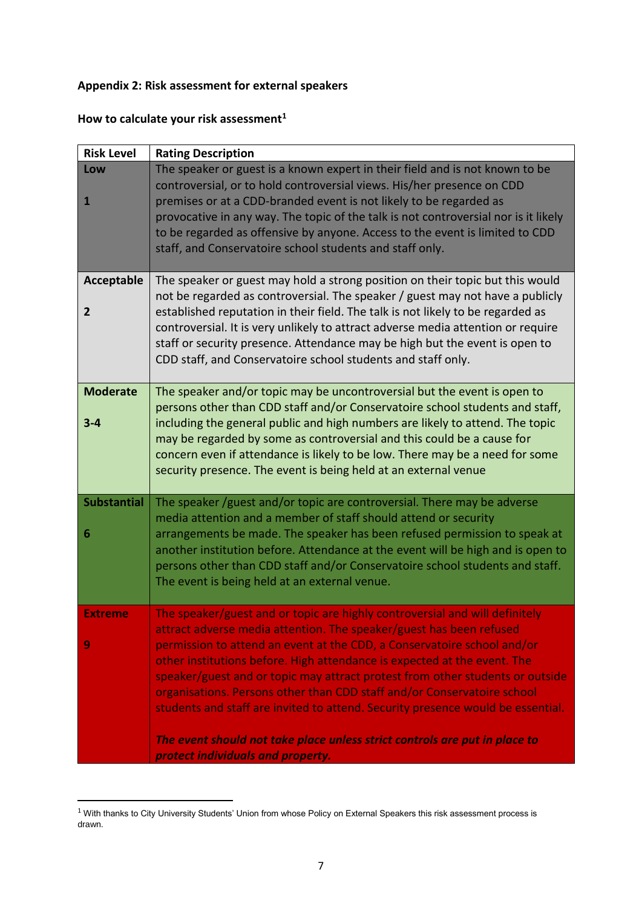**Appendix 2: Risk assessment for external speakers**

**How to calculate your risk assessment[1]**

| Risk Level | Rating Description |
|---|---|
| **Low** <br><br> **1** | The speaker or guest is a known expert in their field and is not known to be controversial, or to hold controversial views. His/her presence on CDD premises or at a CDD-branded event is not likely to be regarded as provocative in any way. The topic of the talk is not controversial nor is it likely to be regarded as offensive by anyone. Access to the event is limited to CDD staff, and Conservatoire school students and staff only. |
| **Acceptable** <br><br> **2** | The speaker or guest may hold a strong position on their topic but this would not be regarded as controversial. The speaker / guest may not have a publicly established reputation in their field. The talk is not likely to be regarded as controversial. It is very unlikely to attract adverse media attention or require staff or security presence. Attendance may be high but the event is open to CDD staff, and Conservatoire school students and staff only. |
| **Moderate** <br><br> **3-4** | The speaker and/or topic may be uncontroversial but the event is open to persons other than CDD staff and/or Conservatoire school students and staff, including the general public and high numbers are likely to attend. The topic may be regarded by some as controversial and this could be a cause for concern even if attendance is likely to be low. There may be a need for some security presence. The event is being held at an external venue |
| **Substantial** <br><br> **6** | The speaker /guest and/or topic are controversial. There may be adverse media attention and a member of staff should attend or security arrangements be made. The speaker has been refused permission to speak at another institution before. Attendance at the event will be high and is open to persons other than CDD staff and/or Conservatoire school students and staff. The event is being held at an external venue. |
| **Extreme** <br><br> **9** | The speaker/guest and or topic are highly controversial and will definitely attract adverse media attention. The speaker/guest has been refused permission to attend an event at the CDD, a Conservatoire school and/or other institutions before. High attendance is expected at the event. The speaker/guest and or topic may attract protest from other students or outside organisations. Persons other than CDD staff and/or Conservatoire school students and staff are invited to attend. Security presence would be essential. <br><br> ***The event should not take place unless strict controls are put in place to protect individuals and property.*** |

[1] With thanks to City University Students' Union from whose Policy on External Speakers this risk assessment process is drawn.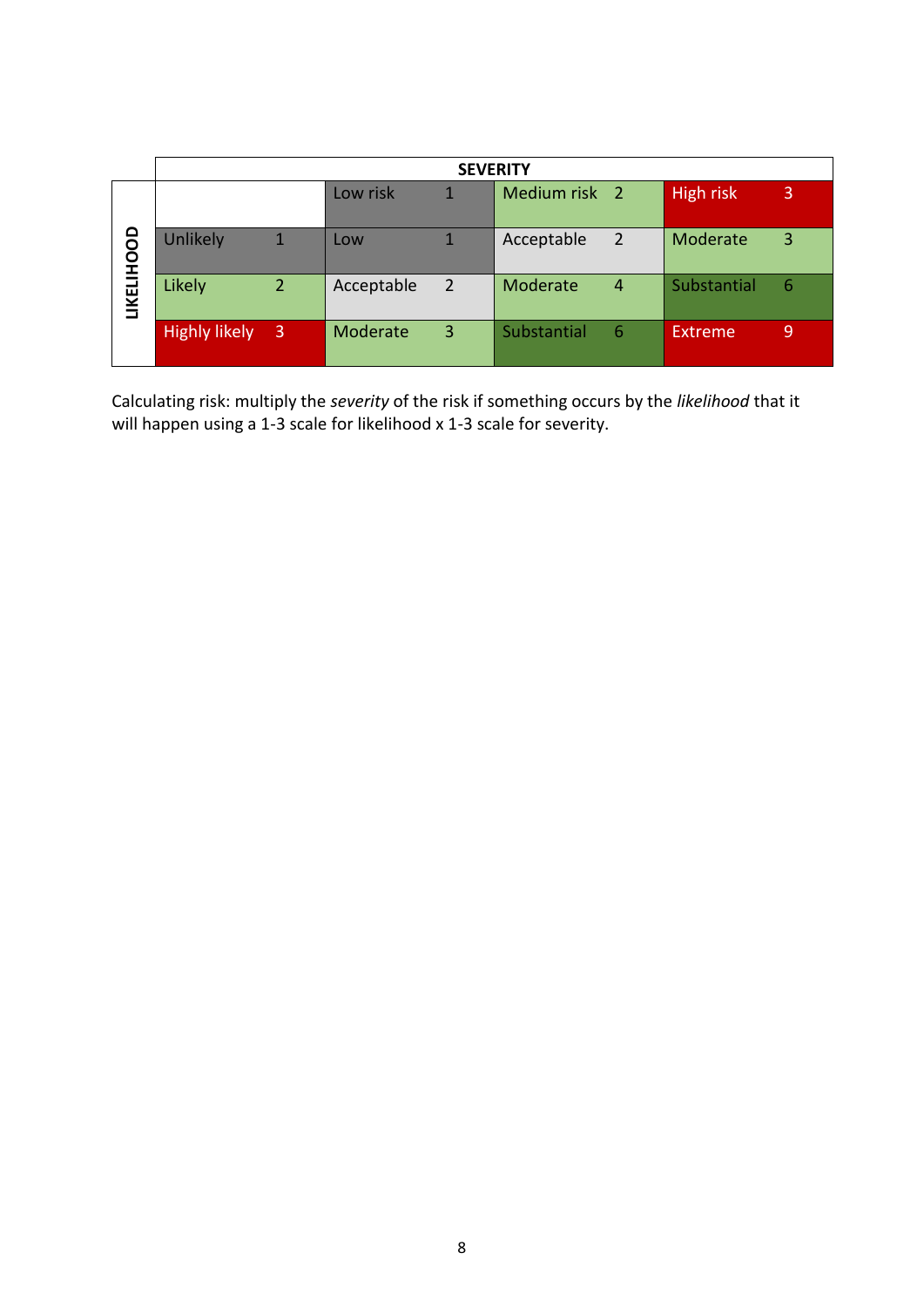| | SEVERITY | | |
|---|---|---|---|
| **LIKELIHOOD** | Low risk 1 | Medium risk 2 | High risk 3 |
| Unlikely 1 | Low 1 | Acceptable 2 | Moderate 3 |
| Likely 2 | Acceptable 2 | Moderate 4 | Substantial 6 |
| Highly likely 3 | Moderate 3 | Substantial 6 | Extreme 9 |

Calculating risk: multiply the *severity* of the risk if something occurs by the *likelihood* that it will happen using a 1-3 scale for likelihood x 1-3 scale for severity.